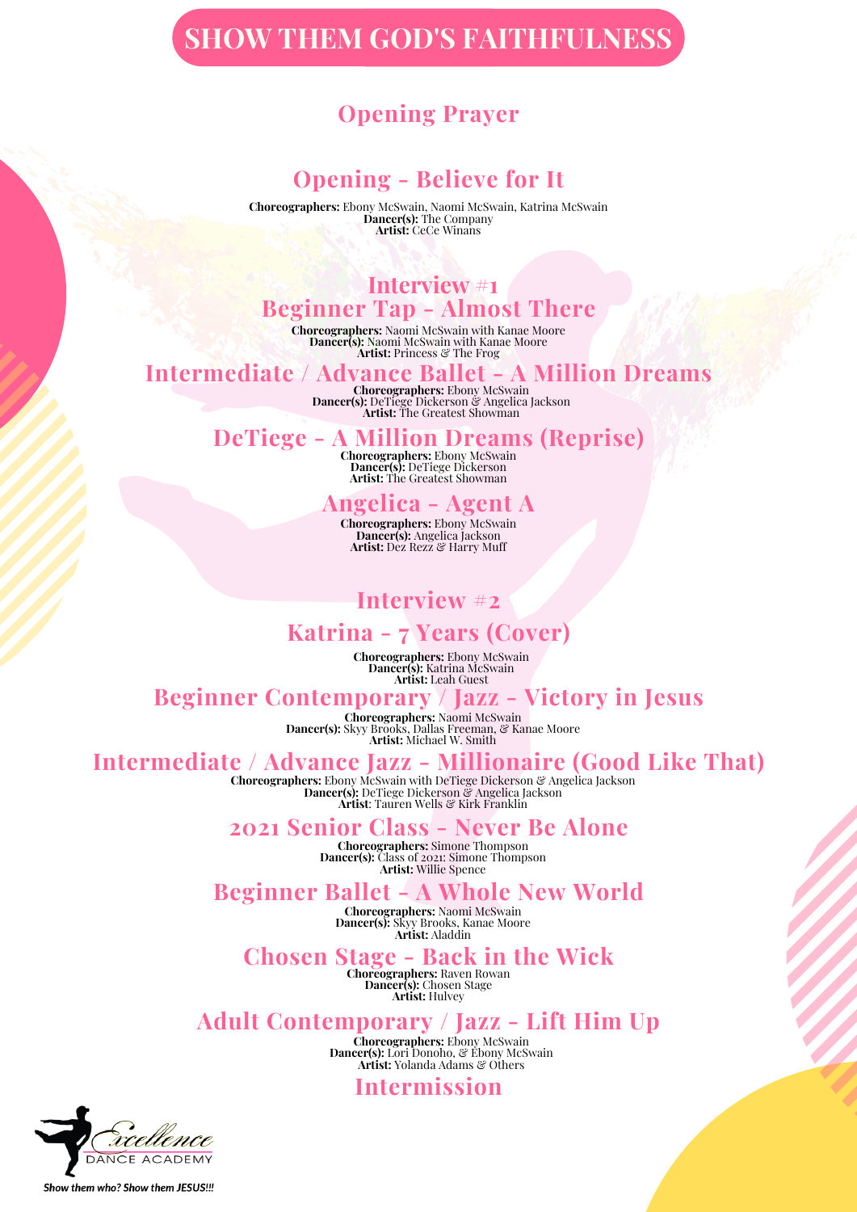# SHOW THEM GOD'S FAITHFULNESS

## Opening Prayer

## Opening - Believe for It

**Choreographers:** Ebony McSwain, Naomi McSwain, Katrina McSwain
**Dancer(s):** The Company
**Artist:** CeCe Winans

## Interview #1

## Beginner Tap - Almost There

**Choreographers:** Naomi McSwain with Kanae Moore
**Dancer(s):** Naomi McSwain with Kanae Moore
**Artist:** Princess & The Frog

## Intermediate / Advance Ballet - A Million Dreams

**Choreographers:** Ebony McSwain
**Dancer(s):** DeTiege Dickerson & Angelica Jackson
**Artist:** The Greatest Showman

## DeTiege - A Million Dreams (Reprise)

**Choreographers:** Ebony McSwain
**Dancer(s):** DeTiege Dickerson
**Artist:** The Greatest Showman

## Angelica - Agent A

**Choreographers:** Ebony McSwain
**Dancer(s):** Angelica Jackson
**Artist:** Dez Rezz & Harry Muff

## Interview #2

## Katrina - 7 Years (Cover)

**Choreographers:** Ebony McSwain
**Dancer(s):** Katrina McSwain
**Artist:** Leah Guest

## Beginner Contemporary / Jazz - Victory in Jesus

**Choreographers:** Naomi McSwain
**Dancer(s):** Skyy Brooks, Dallas Freeman, & Kanae Moore
**Artist:** Michael W. Smith

## Intermediate / Advance Jazz - Millionaire (Good Like That)

**Choreographers:** Ebony McSwain with DeTiege Dickerson & Angelica Jackson
**Dancer(s):** DeTiege Dickerson & Angelica Jackson
**Artist**: Tauren Wells & Kirk Franklin

## 2021 Senior Class - Never Be Alone

**Choreographers:** Simone Thompson
**Dancer(s):** Class of 2021: Simone Thompson
**Artist:** Willie Spence

## Beginner Ballet - A Whole New World

**Choreographers:** Naomi McSwain
**Dancer(s):** Skyy Brooks, Kanae Moore
**Artist:** Aladdin

## Chosen Stage - Back in the Wick

**Choreographers:** Raven Rowan
**Dancer(s):** Chosen Stage
**Artist:** Hulvey

## Adult Contemporary / Jazz - Lift Him Up

**Choreographers:** Ebony McSwain
**Dancer(s):** Lori Donoho, & Ebony McSwain
**Artist:** Yolanda Adams & Others

## Intermission

Excellence DANCE ACADEMY

*Show them who? Show them JESUS!!!*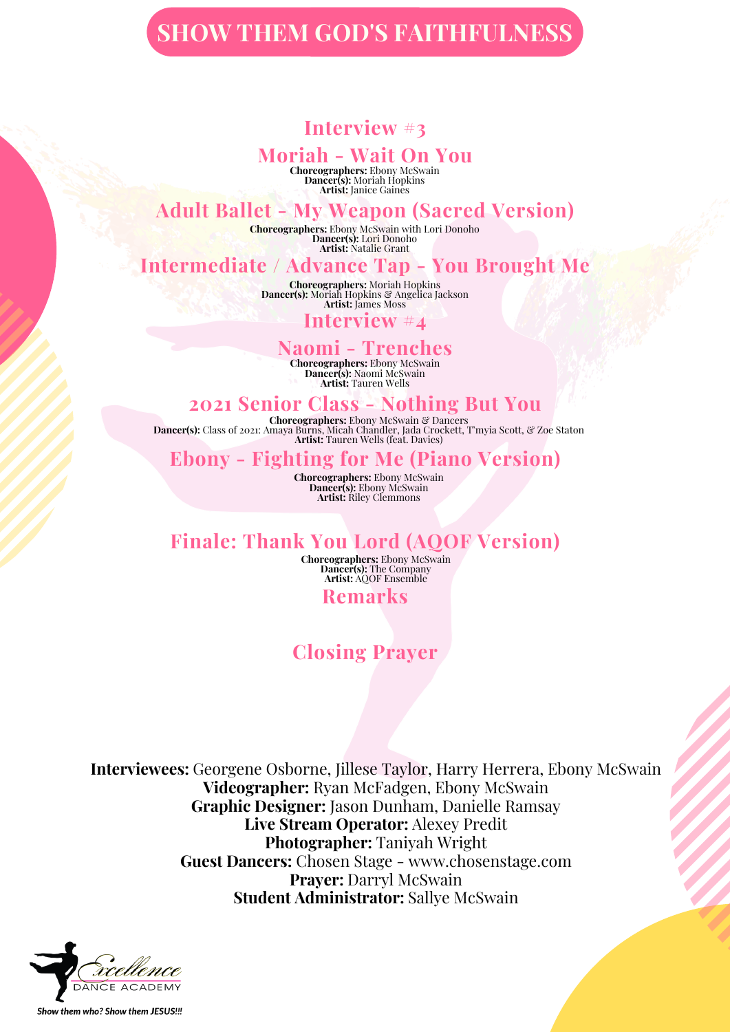# SHOW THEM GOD'S FAITHFULNESS

## Interview #3

## Moriah - Wait On You

**Choreographers:** Ebony McSwain
**Dancer(s):** Moriah Hopkins
**Artist:** Janice Gaines

## Adult Ballet - My Weapon (Sacred Version)

**Choreographers:** Ebony McSwain with Lori Donoho
**Dancer(s):** Lori Donoho
**Artist:** Natalie Grant

## Intermediate / Advance Tap - You Brought Me

**Choreographers:** Moriah Hopkins
**Dancer(s):** Moriah Hopkins & Angelica Jackson
**Artist:** James Moss

## Interview #4

## Naomi - Trenches

**Choreographers:** Ebony McSwain
**Dancer(s):** Naomi McSwain
**Artist:** Tauren Wells

## 2021 Senior Class - Nothing But You

**Choreographers:** Ebony McSwain & Dancers
**Dancer(s):** Class of 2021: Amaya Burns, Micah Chandler, Jada Crockett, T'myia Scott, & Zoe Staton
**Artist:** Tauren Wells (feat. Davies)

## Ebony - Fighting for Me (Piano Version)

**Choreographers:** Ebony McSwain
**Dancer(s):** Ebony McSwain
**Artist:** Riley Clemmons

## Finale: Thank You Lord (AQOF Version)

**Choreographers:** Ebony McSwain
**Dancer(s):** The Company
**Artist:** AQOF Ensemble

## Remarks

## Closing Prayer

**Interviewees:** Georgene Osborne, Jillese Taylor, Harry Herrera, Ebony McSwain
**Videographer:** Ryan McFadgen, Ebony McSwain
**Graphic Designer:** Jason Dunham, Danielle Ramsay
**Live Stream Operator:** Alexey Predit
**Photographer:** Taniyah Wright
**Guest Dancers:** Chosen Stage - www.chosenstage.com
**Prayer:** Darryl McSwain
**Student Administrator:** Sallye McSwain

Excellence DANCE ACADEMY

*Show them who? Show them JESUS!!!*